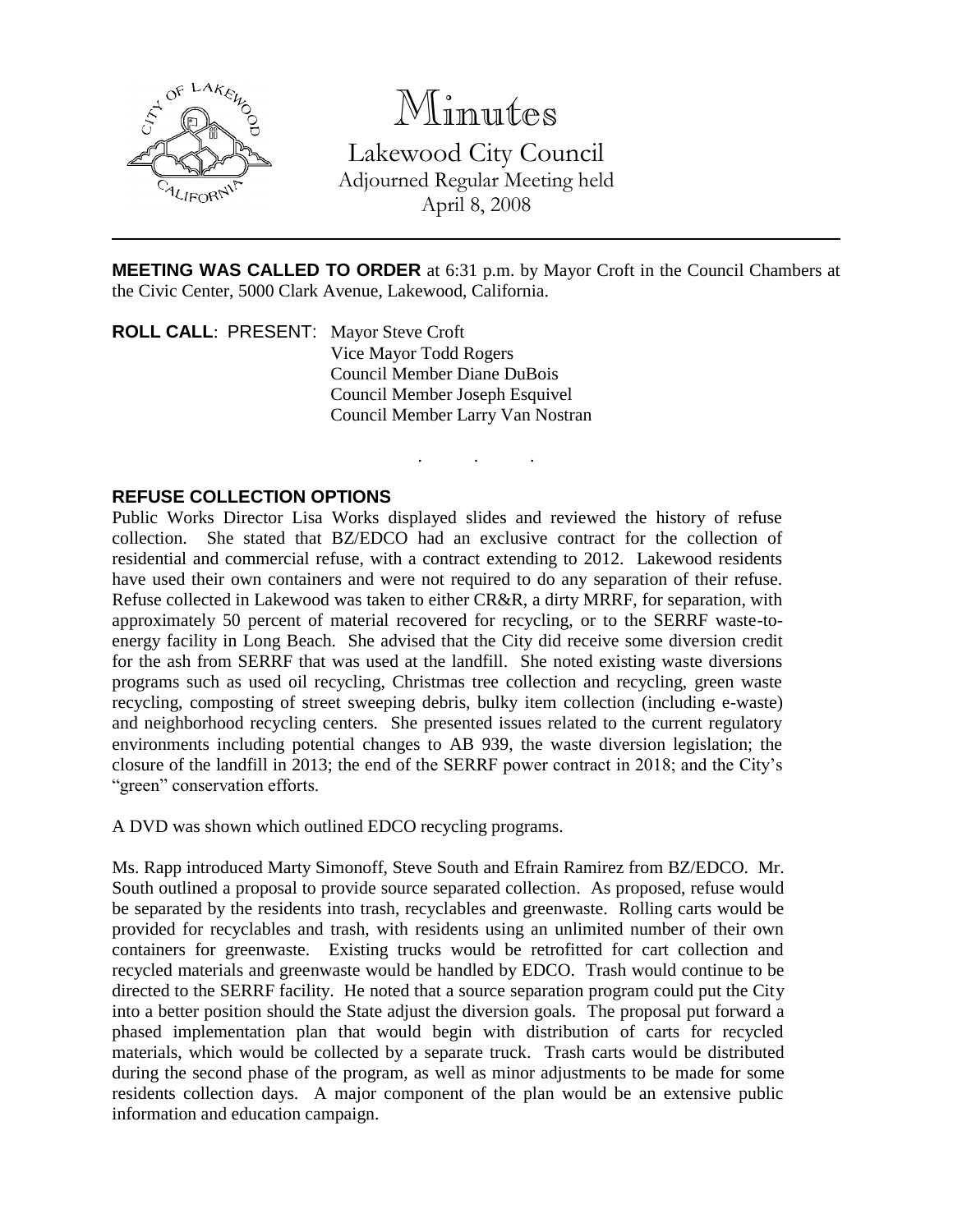# Minutes

Lakewood City Council
Adjourned Regular Meeting held
April 8, 2008

---

**MEETING WAS CALLED TO ORDER** at 6:31 p.m. by Mayor Croft in the Council Chambers at the Civic Center, 5000 Clark Avenue, Lakewood, California.

**ROLL CALL**: PRESENT: Mayor Steve Croft
Vice Mayor Todd Rogers
Council Member Diane DuBois
Council Member Joseph Esquivel
Council Member Larry Van Nostran

. . .

## REFUSE COLLECTION OPTIONS

Public Works Director Lisa Works displayed slides and reviewed the history of refuse collection. She stated that BZ/EDCO had an exclusive contract for the collection of residential and commercial refuse, with a contract extending to 2012. Lakewood residents have used their own containers and were not required to do any separation of their refuse. Refuse collected in Lakewood was taken to either CR&R, a dirty MRRF, for separation, with approximately 50 percent of material recovered for recycling, or to the SERRF waste-to-energy facility in Long Beach. She advised that the City did receive some diversion credit for the ash from SERRF that was used at the landfill. She noted existing waste diversions programs such as used oil recycling, Christmas tree collection and recycling, green waste recycling, composting of street sweeping debris, bulky item collection (including e-waste) and neighborhood recycling centers. She presented issues related to the current regulatory environments including potential changes to AB 939, the waste diversion legislation; the closure of the landfill in 2013; the end of the SERRF power contract in 2018; and the City's "green" conservation efforts.

A DVD was shown which outlined EDCO recycling programs.

Ms. Rapp introduced Marty Simonoff, Steve South and Efrain Ramirez from BZ/EDCO. Mr. South outlined a proposal to provide source separated collection. As proposed, refuse would be separated by the residents into trash, recyclables and greenwaste. Rolling carts would be provided for recyclables and trash, with residents using an unlimited number of their own containers for greenwaste. Existing trucks would be retrofitted for cart collection and recycled materials and greenwaste would be handled by EDCO. Trash would continue to be directed to the SERRF facility. He noted that a source separation program could put the City into a better position should the State adjust the diversion goals. The proposal put forward a phased implementation plan that would begin with distribution of carts for recycled materials, which would be collected by a separate truck. Trash carts would be distributed during the second phase of the program, as well as minor adjustments to be made for some residents collection days. A major component of the plan would be an extensive public information and education campaign.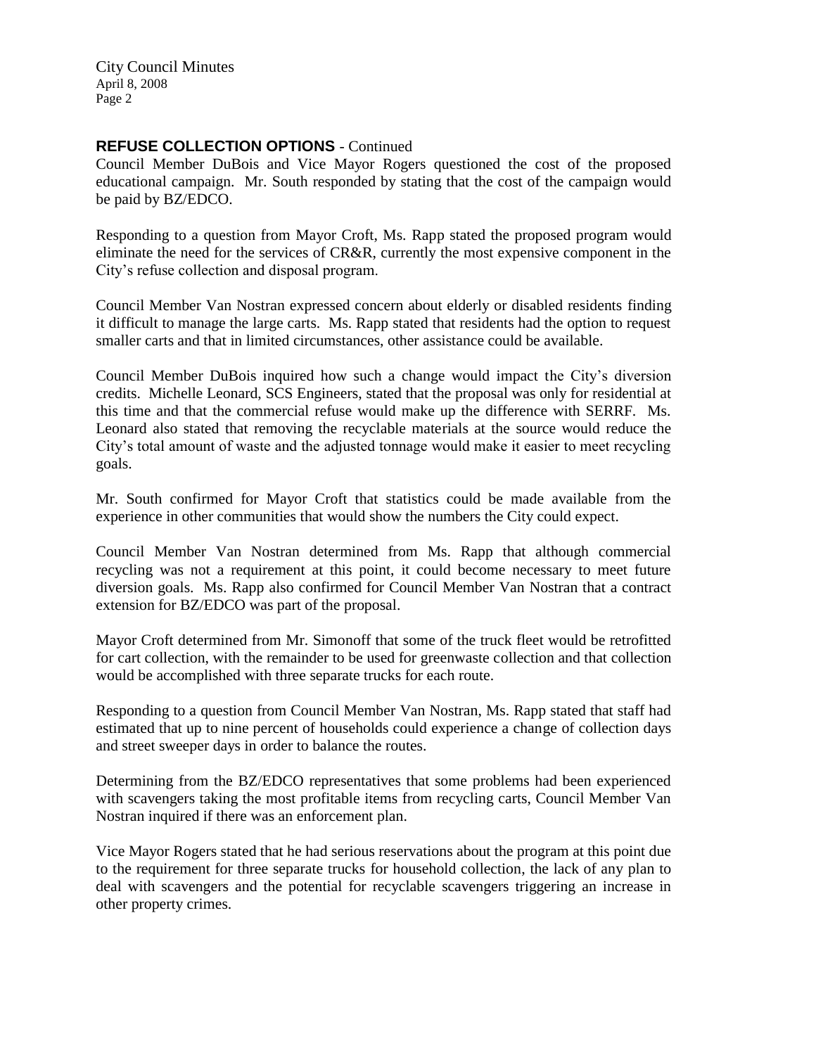## REFUSE COLLECTION OPTIONS - Continued

Council Member DuBois and Vice Mayor Rogers questioned the cost of the proposed educational campaign. Mr. South responded by stating that the cost of the campaign would be paid by BZ/EDCO.

Responding to a question from Mayor Croft, Ms. Rapp stated the proposed program would eliminate the need for the services of CR&R, currently the most expensive component in the City's refuse collection and disposal program.

Council Member Van Nostran expressed concern about elderly or disabled residents finding it difficult to manage the large carts. Ms. Rapp stated that residents had the option to request smaller carts and that in limited circumstances, other assistance could be available.

Council Member DuBois inquired how such a change would impact the City's diversion credits. Michelle Leonard, SCS Engineers, stated that the proposal was only for residential at this time and that the commercial refuse would make up the difference with SERRF. Ms. Leonard also stated that removing the recyclable materials at the source would reduce the City's total amount of waste and the adjusted tonnage would make it easier to meet recycling goals.

Mr. South confirmed for Mayor Croft that statistics could be made available from the experience in other communities that would show the numbers the City could expect.

Council Member Van Nostran determined from Ms. Rapp that although commercial recycling was not a requirement at this point, it could become necessary to meet future diversion goals. Ms. Rapp also confirmed for Council Member Van Nostran that a contract extension for BZ/EDCO was part of the proposal.

Mayor Croft determined from Mr. Simonoff that some of the truck fleet would be retrofitted for cart collection, with the remainder to be used for greenwaste collection and that collection would be accomplished with three separate trucks for each route.

Responding to a question from Council Member Van Nostran, Ms. Rapp stated that staff had estimated that up to nine percent of households could experience a change of collection days and street sweeper days in order to balance the routes.

Determining from the BZ/EDCO representatives that some problems had been experienced with scavengers taking the most profitable items from recycling carts, Council Member Van Nostran inquired if there was an enforcement plan.

Vice Mayor Rogers stated that he had serious reservations about the program at this point due to the requirement for three separate trucks for household collection, the lack of any plan to deal with scavengers and the potential for recyclable scavengers triggering an increase in other property crimes.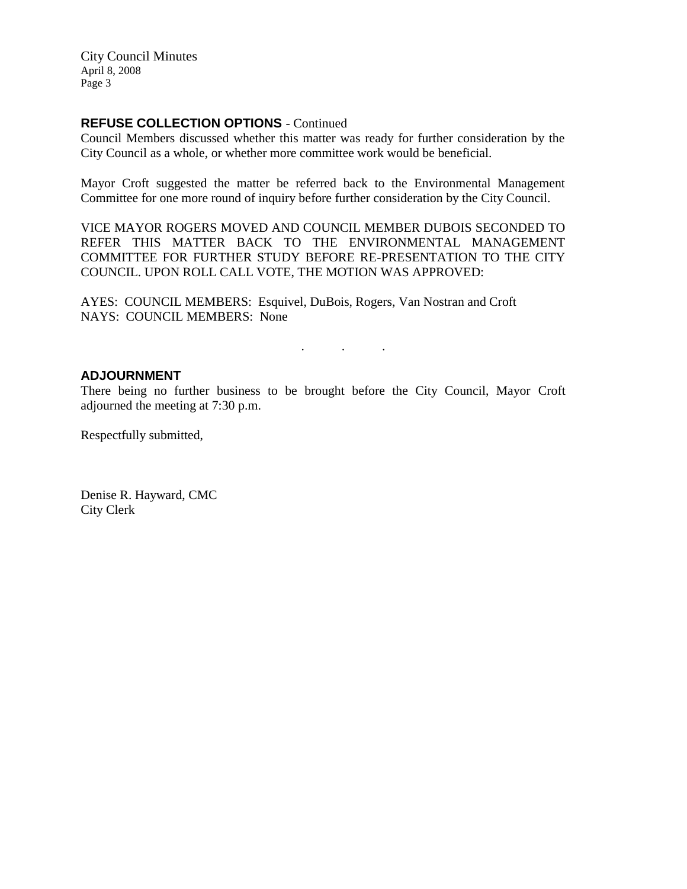## REFUSE COLLECTION OPTIONS - Continued

Council Members discussed whether this matter was ready for further consideration by the City Council as a whole, or whether more committee work would be beneficial.

Mayor Croft suggested the matter be referred back to the Environmental Management Committee for one more round of inquiry before further consideration by the City Council.

VICE MAYOR ROGERS MOVED AND COUNCIL MEMBER DUBOIS SECONDED TO REFER THIS MATTER BACK TO THE ENVIRONMENTAL MANAGEMENT COMMITTEE FOR FURTHER STUDY BEFORE RE-PRESENTATION TO THE CITY COUNCIL. UPON ROLL CALL VOTE, THE MOTION WAS APPROVED:

AYES: COUNCIL MEMBERS: Esquivel, DuBois, Rogers, Van Nostran and Croft
NAYS: COUNCIL MEMBERS: None

. . .

## ADJOURNMENT

There being no further business to be brought before the City Council, Mayor Croft adjourned the meeting at 7:30 p.m.

Respectfully submitted,

Denise R. Hayward, CMC
City Clerk